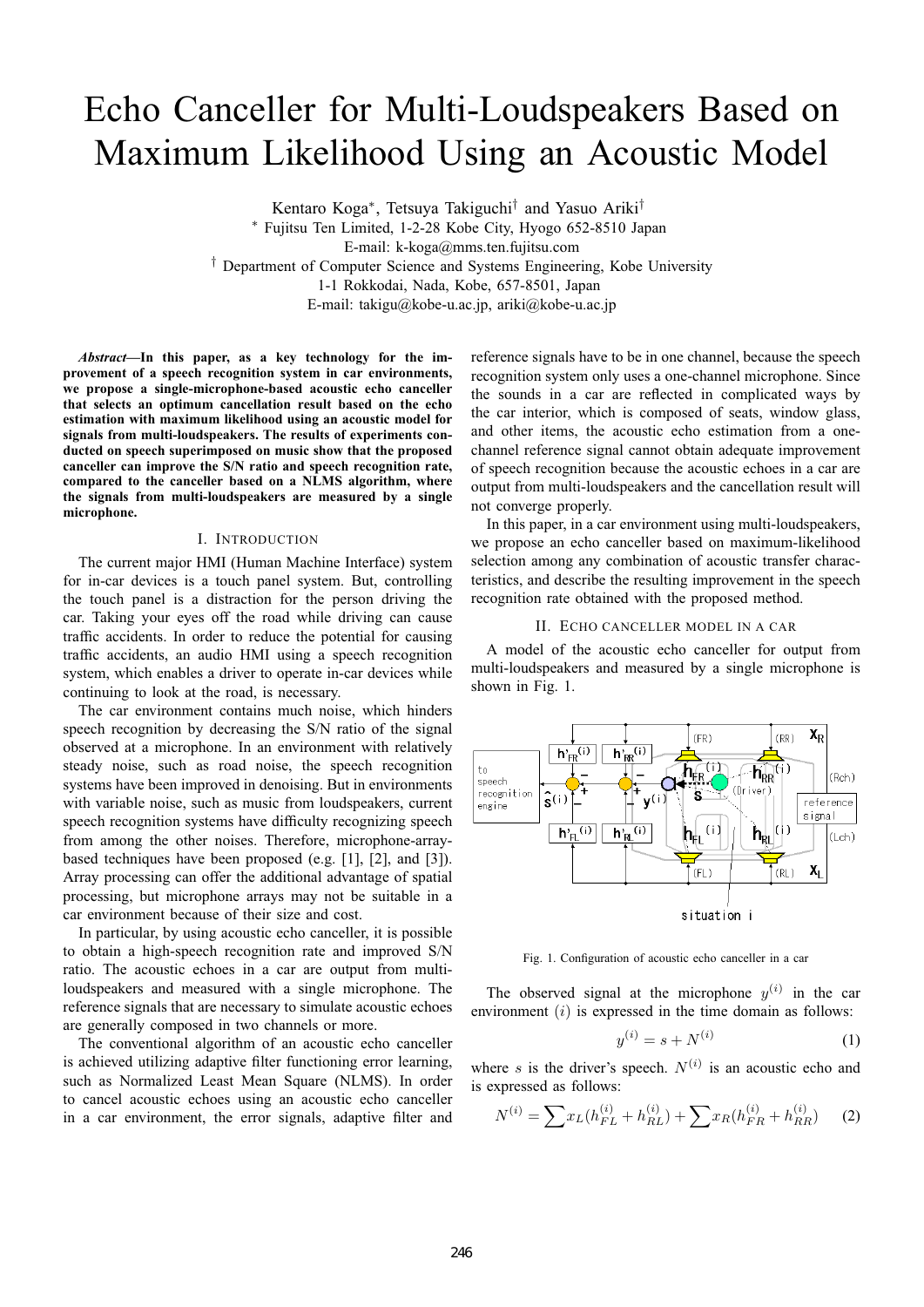# Echo Canceller for Multi-Loudspeakers Based on Maximum Likelihood Using an Acoustic Model

Kentaro Koga*, Tetsuya Takiguchi† and Yasuo Ariki†

* Fujitsu Ten Limited, 1-2-28 Kobe City, Hyogo 652-8510 Japan
E-mail: k-koga@mms.ten.fujitsu.com

† Department of Computer Science and Systems Engineering, Kobe University
1-1 Rokkodai, Nada, Kobe, 657-8501, Japan
E-mail: takigu@kobe-u.ac.jp, ariki@kobe-u.ac.jp

***Abstract*—In this paper, as a key technology for the improvement of a speech recognition system in car environments, we propose a single-microphone-based acoustic echo canceller that selects an optimum cancellation result based on the echo estimation with maximum likelihood using an acoustic model for signals from multi-loudspeakers. The results of experiments conducted on speech superimposed on music show that the proposed canceller can improve the S/N ratio and speech recognition rate, compared to the canceller based on a NLMS algorithm, where the signals from multi-loudspeakers are measured by a single microphone.**

## I. Introduction

The current major HMI (Human Machine Interface) system for in-car devices is a touch panel system. But, controlling the touch panel is a distraction for the person driving the car. Taking your eyes off the road while driving can cause traffic accidents. In order to reduce the potential for causing traffic accidents, an audio HMI using a speech recognition system, which enables a driver to operate in-car devices while continuing to look at the road, is necessary.

The car environment contains much noise, which hinders speech recognition by decreasing the S/N ratio of the signal observed at a microphone. In an environment with relatively steady noise, such as road noise, the speech recognition systems have been improved in denoising. But in environments with variable noise, such as music from loudspeakers, current speech recognition systems have difficulty recognizing speech from among the other noises. Therefore, microphone-array-based techniques have been proposed (e.g. [1], [2], and [3]). Array processing can offer the additional advantage of spatial processing, but microphone arrays may not be suitable in a car environment because of their size and cost.

In particular, by using acoustic echo canceller, it is possible to obtain a high-speech recognition rate and improved S/N ratio. The acoustic echoes in a car are output from multi-loudspeakers and measured with a single microphone. The reference signals that are necessary to simulate acoustic echoes are generally composed in two channels or more.

The conventional algorithm of an acoustic echo canceller is achieved utilizing adaptive filter functioning error learning, such as Normalized Least Mean Square (NLMS). In order to cancel acoustic echoes using an acoustic echo canceller in a car environment, the error signals, adaptive filter and reference signals have to be in one channel, because the speech recognition system only uses a one-channel microphone. Since the sounds in a car are reflected in complicated ways by the car interior, which is composed of seats, window glass, and other items, the acoustic echo estimation from a one-channel reference signal cannot obtain adequate improvement of speech recognition because the acoustic echoes in a car are output from multi-loudspeakers and the cancellation result will not converge properly.

In this paper, in a car environment using multi-loudspeakers, we propose an echo canceller based on maximum-likelihood selection among any combination of acoustic transfer characteristics, and describe the resulting improvement in the speech recognition rate obtained with the proposed method.

## II. Echo Canceller Model in a Car

A model of the acoustic echo canceller for output from multi-loudspeakers and measured by a single microphone is shown in Fig. 1.

Fig. 1. Configuration of acoustic echo canceller in a car

The observed signal at the microphone $y^{(i)}$ in the car environment $(i)$ is expressed in the time domain as follows:

$$y^{(i)} = s + N^{(i)} \tag{1}$$

where $s$ is the driver's speech. $N^{(i)}$ is an acoustic echo and is expressed as follows:

$$N^{(i)} = \sum x_L(h_{FL}^{(i)} + h_{RL}^{(i)}) + \sum x_R(h_{FR}^{(i)} + h_{RR}^{(i)}) \tag{2}$$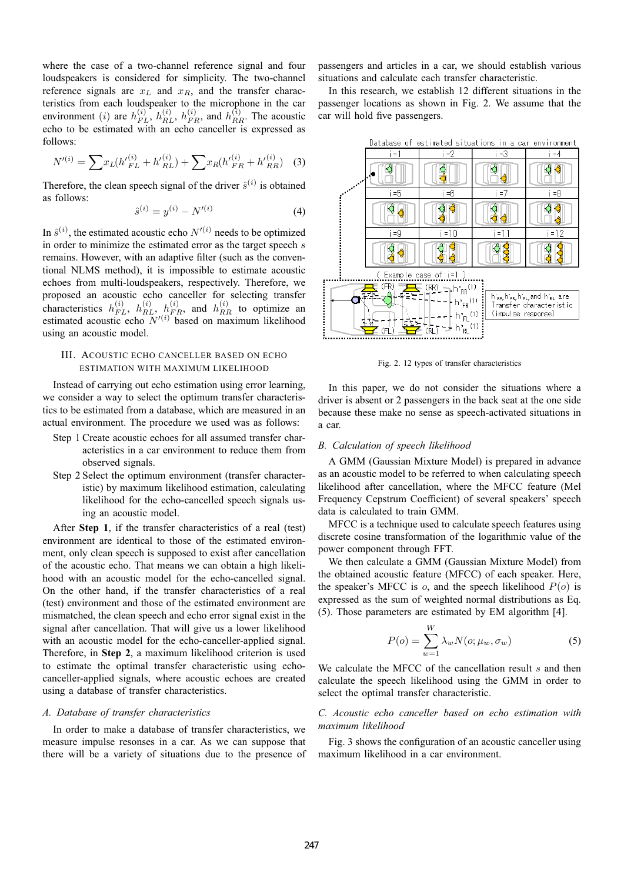where the case of a two-channel reference signal and four loudspeakers is considered for simplicity. The two-channel reference signals are $x_L$ and $x_R$, and the transfer characteristics from each loudspeaker to the microphone in the car environment $(i)$ are $h_{FL}^{(i)}$, $h_{RL}^{(i)}$, $h_{FR}^{(i)}$, and $h_{RR}^{(i)}$. The acoustic echo to be estimated with an echo canceller is expressed as follows:

$$N'^{(i)} = \sum x_L({h'}_{FL}^{(i)} + {h'}_{RL}^{(i)}) + \sum x_R({h'}_{FR}^{(i)} + {h'}_{RR}^{(i)}) \quad (3)$$

Therefore, the clean speech signal of the driver $\hat{s}^{(i)}$ is obtained as follows:

$$\hat{s}^{(i)} = y^{(i)} - N'^{(i)} \quad (4)$$

In $\hat{s}^{(i)}$, the estimated acoustic echo $N'^{(i)}$ needs to be optimized in order to minimize the estimated error as the target speech $s$ remains. However, with an adaptive filter (such as the conventional NLMS method), it is impossible to estimate acoustic echoes from multi-loudspeakers, respectively. Therefore, we proposed an acoustic echo canceller for selecting transfer characteristics $h_{FL}^{(i)}$, $h_{RL}^{(i)}$, $h_{FR}^{(i)}$, and $h_{RR}^{(i)}$ to optimize an estimated acoustic echo $N'^{(i)}$ based on maximum likelihood using an acoustic model.

## III. Acoustic Echo Canceller Based on Echo Estimation with Maximum Likelihood

Instead of carrying out echo estimation using error learning, we consider a way to select the optimum transfer characteristics to be estimated from a database, which are measured in an actual environment. The procedure we used was as follows:

- Step 1 Create acoustic echoes for all assumed transfer characteristics in a car environment to reduce them from observed signals.
- Step 2 Select the optimum environment (transfer characteristic) by maximum likelihood estimation, calculating likelihood for the echo-cancelled speech signals using an acoustic model.

After **Step 1**, if the transfer characteristics of a real (test) environment are identical to those of the estimated environment, only clean speech is supposed to exist after cancellation of the acoustic echo. That means we can obtain a high likelihood with an acoustic model for the echo-cancelled signal. On the other hand, if the transfer characteristics of a real (test) environment and those of the estimated environment are mismatched, the clean speech and echo error signal exist in the signal after cancellation. That will give us a lower likelihood with an acoustic model for the echo-canceller-applied signal. Therefore, in **Step 2**, a maximum likelihood criterion is used to estimate the optimal transfer characteristic using echo-canceller-applied signals, where acoustic echoes are created using a database of transfer characteristics.

### *A. Database of transfer characteristics*

In order to make a database of transfer characteristics, we measure impulse resonses in a car. As we can suppose that there will be a variety of situations due to the presence of passengers and articles in a car, we should establish various situations and calculate each transfer characteristic.

In this research, we establish 12 different situations in the passenger locations as shown in Fig. 2. We assume that the car will hold five passengers.

Fig. 2. 12 types of transfer characteristics

In this paper, we do not consider the situations where a driver is absent or 2 passengers in the back seat at the one side because these make no sense as speech-activated situations in a car.

### *B. Calculation of speech likelihood*

A GMM (Gaussian Mixture Model) is prepared in advance as an acoustic model to be referred to when calculating speech likelihood after cancellation, where the MFCC feature (Mel Frequency Cepstrum Coefficient) of several speakers' speech data is calculated to train GMM.

MFCC is a technique used to calculate speech features using discrete cosine transformation of the logarithmic value of the power component through FFT.

We then calculate a GMM (Gaussian Mixture Model) from the obtained acoustic feature (MFCC) of each speaker. Here, the speaker's MFCC is $o$, and the speech likelihood $P(o)$ is expressed as the sum of weighted normal distributions as Eq. (5). Those parameters are estimated by EM algorithm [4].

$$P(o) = \sum_{w=1}^{W} \lambda_w N(o; \mu_w, \sigma_w) \quad (5)$$

We calculate the MFCC of the cancellation result $s$ and then calculate the speech likelihood using the GMM in order to select the optimal transfer characteristic.

### *C. Acoustic echo canceller based on echo estimation with maximum likelihood*

Fig. 3 shows the configuration of an acoustic canceller using maximum likelihood in a car environment.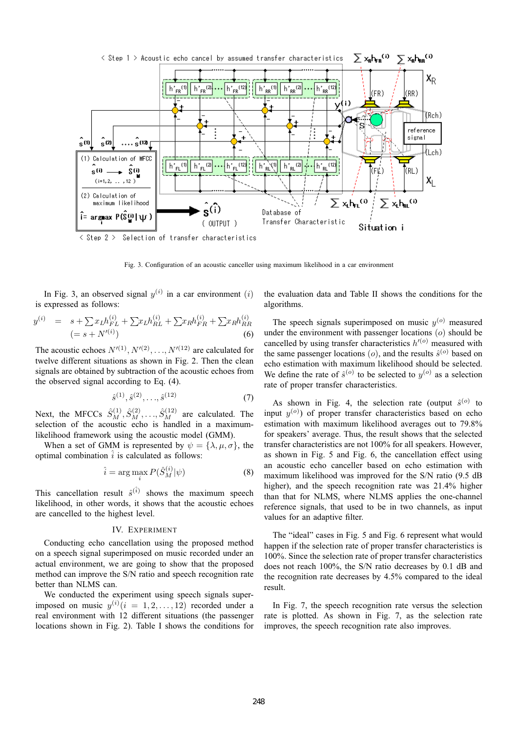Fig. 3. Configuration of an acoustic canceller using maximum likelihood in a car environment

In Fig. 3, an observed signal $y^{(i)}$ in a car environment $(i)$ is expressed as follows:

$$y^{(i)} = s + \sum x_L h_{FL}^{(i)} + \sum x_L h_{RL}^{(i)} + \sum x_R h_{FR}^{(i)} + \sum x_R h_{RR}^{(i)} \quad (= s + N'^{(i)}) \tag{6}$$

The acoustic echoes $N'^{(1)}, N'^{(2)}, \ldots, N'^{(12)}$ are calculated for twelve different situations as shown in Fig. 2. Then the clean signals are obtained by subtraction of the acoustic echoes from the observed signal according to Eq. (4).

$$\hat{s}^{(1)}, \hat{s}^{(2)}, \ldots, \hat{s}^{(12)} \tag{7}$$

Next, the MFCCs $\hat{S}_M^{(1)}, \hat{S}_M^{(2)}, \ldots, \hat{S}_M^{(12)}$ are calculated. The selection of the acoustic echo is handled in a maximum-likelihood framework using the acoustic model (GMM).

When a set of GMM is represented by $\psi = \{\lambda, \mu, \sigma\}$, the optimal combination $\hat{i}$ is calculated as follows:

$$\hat{i} = \arg\max_{i} P(\hat{S}_M^{(i)} | \psi) \tag{8}$$

This cancellation result $\hat{s}^{(\hat{i})}$ shows the maximum speech likelihood, in other words, it shows that the acoustic echoes are cancelled to the highest level.

## IV. Experiment

Conducting echo cancellation using the proposed method on a speech signal superimposed on music recorded under an actual environment, we are going to show that the proposed method can improve the S/N ratio and speech recognition rate better than NLMS can.

We conducted the experiment using speech signals superimposed on music $y^{(i)} (i = 1, 2, \ldots, 12)$ recorded under a real environment with 12 different situations (the passenger locations shown in Fig. 2). Table I shows the conditions for the evaluation data and Table II shows the conditions for the algorithms.

The speech signals superimposed on music $y^{(o)}$ measured under the environment with passenger locations $(o)$ should be cancelled by using transfer characteristics $h'^{(o)}$ measured with the same passenger locations $(o)$, and the results $\hat{s}^{(o)}$ based on echo estimation with maximum likelihood should be selected. We define the rate of $\hat{s}^{(o)}$ to be selected to $y^{(o)}$ as a selection rate of proper transfer characteristics.

As shown in Fig. 4, the selection rate (output $\hat{s}^{(o)}$ to input $y^{(o)}$) of proper transfer characteristics based on echo estimation with maximum likelihood averages out to 79.8% for speakers' average. Thus, the result shows that the selected transfer characteristics are not 100% for all speakers. However, as shown in Fig. 5 and Fig. 6, the cancellation result using an acoustic echo canceller based on echo estimation with maximum likelihood was improved for the S/N ratio (9.5 dB higher), and the speech recognition rate was 21.4% higher than that for NLMS, where NLMS applies the one-channel reference signals, that used to be in two channels, as input values for an adaptive filter.

The "ideal" cases in Fig. 5 and Fig. 6 represent what would happen if the selection rate of proper transfer characteristics is 100%. Since the selection rate of proper transfer characteristics does not reach 100%, the S/N ratio decreases by 0.1 dB and the recognition rate decreases by 4.5% compared to the ideal result.

In Fig. 7, the speech recognition rate versus the selection rate is plotted. As shown in Fig. 7, as the selection rate improves, the speech recognition rate also improves.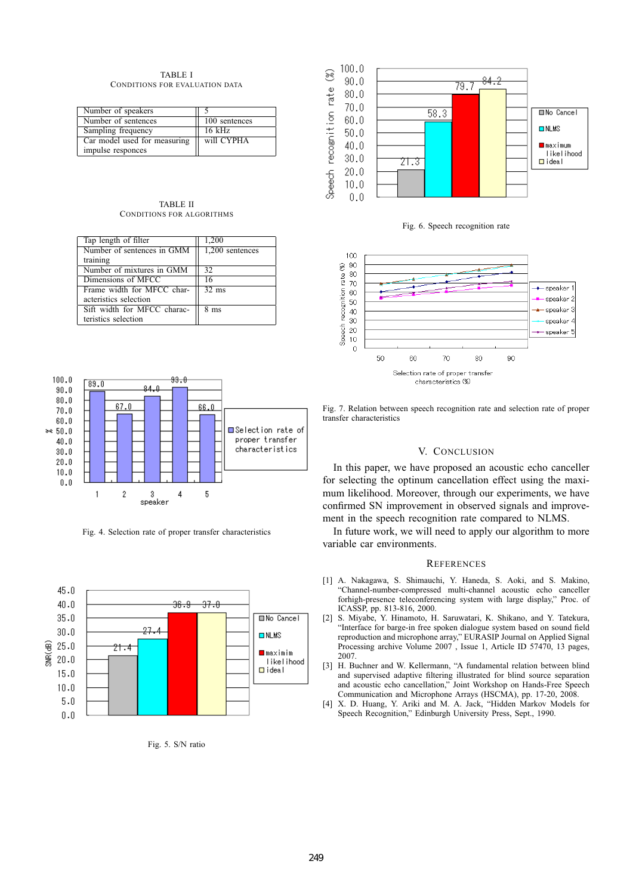TABLE I
CONDITIONS FOR EVALUATION DATA

| | |
|---|---|
| Number of speakers | 5 |
| Number of sentences | 100 sentences |
| Sampling frequency | 16 kHz |
| Car model used for measuring impulse responces | will CYPHA |

TABLE II
CONDITIONS FOR ALGORITHMS

| | |
|---|---|
| Tap length of filter | 1,200 |
| Number of sentences in GMM training | 1,200 sentences |
| Number of mixtures in GMM | 32 |
| Dimensions of MFCC | 16 |
| Frame width for MFCC characteristics selection | 32 ms |
| Sift width for MFCC characteristics selection | 8 ms |

100.0
90.0
80.0
70.0
60.0
% 50.0
40.0
30.0
20.0
10.0
0.0
89.0
67.0
84.0
93.0
66.0
1 2 3 4 5
speaker
Selection rate of proper transfer characteristics

Fig. 4. Selection rate of proper transfer characteristics

45.0
40.0
35.0
30.0
25.0
20.0
15.0
10.0
5.0
0.0
SNR(dB)
21.4
27.4
36.9
37.0
No Cancel
NLMS
maximum likelihood
ideal

Fig. 5. S/N ratio

Speech recognition rate (%)
100.0
90.0
80.0
70.0
60.0
50.0
40.0
30.0
20.0
10.0
0.0
21.3
58.3
79.7
84.2
No Cancel
NLMS
maximum likelihood
ideal

Fig. 6. Speech recognition rate

Speech recognition rate (%)
100
90
80
70
60
50
40
30
20
10
0
50 60 70 80 90
Selection rate of proper transfer characteristics (%)
speaker 1
speaker 2
speaker 3
speaker 4
speaker 5

Fig. 7. Relation between speech recognition rate and selection rate of proper transfer characteristics

## V. CONCLUSION

In this paper, we have proposed an acoustic echo canceller for selecting the optinum cancellation effect using the maximum likelihood. Moreover, through our experiments, we have confirmed SN improvement in observed signals and improvement in the speech recognition rate compared to NLMS.

In future work, we will need to apply our algorithm to more variable car environments.

## REFERENCES

[1] A. Nakagawa, S. Shimauchi, Y. Haneda, S. Aoki, and S. Makino, "Channel-number-compressed multi-channel acoustic echo canceller forhigh-presence teleconferencing system with large display," Proc. of ICASSP, pp. 813-816, 2000.

[2] S. Miyabe, Y. Hinamoto, H. Saruwatari, K. Shikano, and Y. Tatekura, "Interface for barge-in free spoken dialogue system based on sound field reproduction and microphone array," EURASIP Journal on Applied Signal Processing archive Volume 2007 , Issue 1, Article ID 57470, 13 pages, 2007.

[3] H. Buchner and W. Kellermann, "A fundamental relation between blind and supervised adaptive filtering illustrated for blind source separation and acoustic echo cancellation," Joint Workshop on Hands-Free Speech Communication and Microphone Arrays (HSCMA), pp. 17-20, 2008.

[4] X. D. Huang, Y. Ariki and M. A. Jack, "Hidden Markov Models for Speech Recognition," Edinburgh University Press, Sept., 1990.